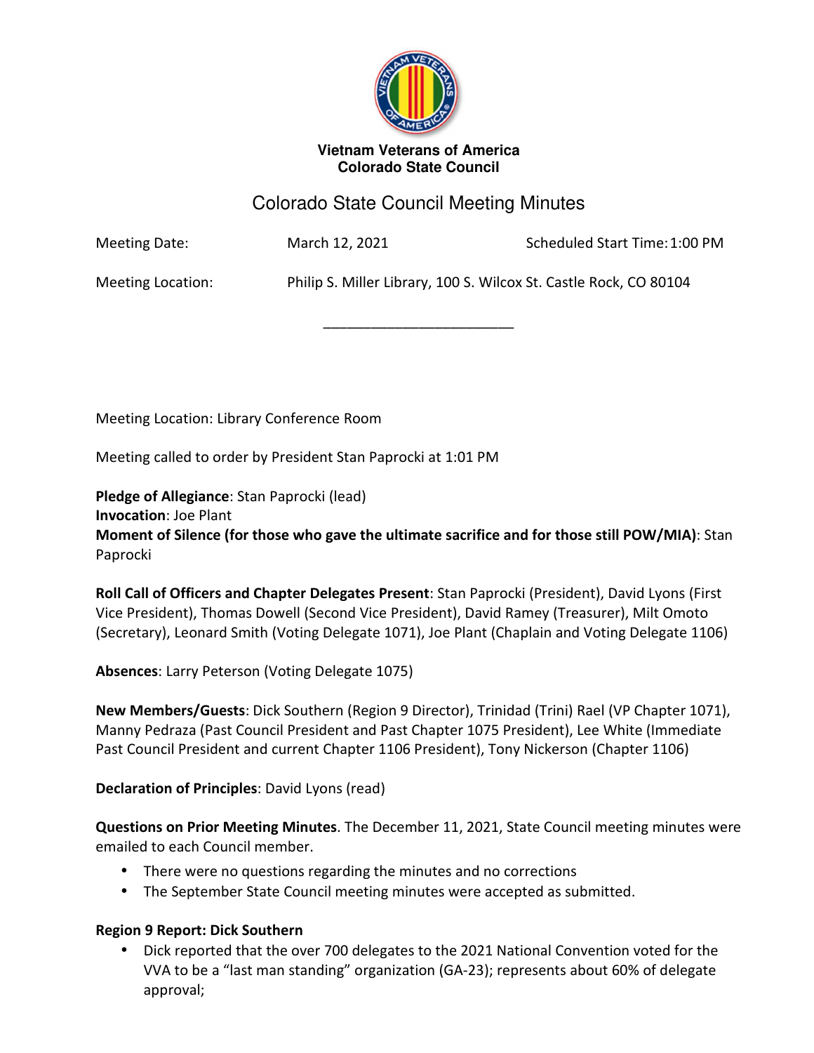**Vietnam Veterans of America**
**Colorado State Council**

# Colorado State Council Meeting Minutes

Meeting Date: March 12, 2021 Scheduled Start Time: 1:00 PM

Meeting Location: Philip S. Miller Library, 100 S. Wilcox St. Castle Rock, CO 80104

---

Meeting Location: Library Conference Room

Meeting called to order by President Stan Paprocki at 1:01 PM

**Pledge of Allegiance**: Stan Paprocki (lead)
**Invocation**: Joe Plant
**Moment of Silence (for those who gave the ultimate sacrifice and for those still POW/MIA)**: Stan Paprocki

**Roll Call of Officers and Chapter Delegates Present**: Stan Paprocki (President), David Lyons (First Vice President), Thomas Dowell (Second Vice President), David Ramey (Treasurer), Milt Omoto (Secretary), Leonard Smith (Voting Delegate 1071), Joe Plant (Chaplain and Voting Delegate 1106)

**Absences**: Larry Peterson (Voting Delegate 1075)

**New Members/Guests**: Dick Southern (Region 9 Director), Trinidad (Trini) Rael (VP Chapter 1071), Manny Pedraza (Past Council President and Past Chapter 1075 President), Lee White (Immediate Past Council President and current Chapter 1106 President), Tony Nickerson (Chapter 1106)

**Declaration of Principles**: David Lyons (read)

**Questions on Prior Meeting Minutes**. The December 11, 2021, State Council meeting minutes were emailed to each Council member.

- There were no questions regarding the minutes and no corrections
- The September State Council meeting minutes were accepted as submitted.

**Region 9 Report: Dick Southern**

- Dick reported that the over 700 delegates to the 2021 National Convention voted for the VVA to be a "last man standing" organization (GA-23); represents about 60% of delegate approval;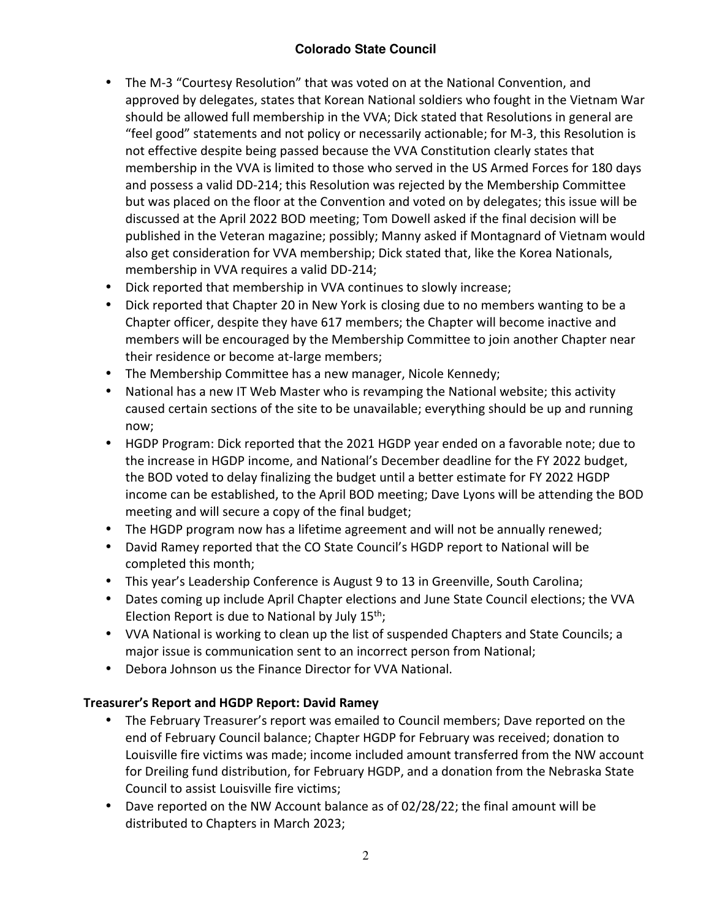- The M-3 "Courtesy Resolution" that was voted on at the National Convention, and approved by delegates, states that Korean National soldiers who fought in the Vietnam War should be allowed full membership in the VVA; Dick stated that Resolutions in general are "feel good" statements and not policy or necessarily actionable; for M-3, this Resolution is not effective despite being passed because the VVA Constitution clearly states that membership in the VVA is limited to those who served in the US Armed Forces for 180 days and possess a valid DD-214; this Resolution was rejected by the Membership Committee but was placed on the floor at the Convention and voted on by delegates; this issue will be discussed at the April 2022 BOD meeting; Tom Dowell asked if the final decision will be published in the Veteran magazine; possibly; Manny asked if Montagnard of Vietnam would also get consideration for VVA membership; Dick stated that, like the Korea Nationals, membership in VVA requires a valid DD-214;
- Dick reported that membership in VVA continues to slowly increase;
- Dick reported that Chapter 20 in New York is closing due to no members wanting to be a Chapter officer, despite they have 617 members; the Chapter will become inactive and members will be encouraged by the Membership Committee to join another Chapter near their residence or become at-large members;
- The Membership Committee has a new manager, Nicole Kennedy;
- National has a new IT Web Master who is revamping the National website; this activity caused certain sections of the site to be unavailable; everything should be up and running now;
- HGDP Program: Dick reported that the 2021 HGDP year ended on a favorable note; due to the increase in HGDP income, and National's December deadline for the FY 2022 budget, the BOD voted to delay finalizing the budget until a better estimate for FY 2022 HGDP income can be established, to the April BOD meeting; Dave Lyons will be attending the BOD meeting and will secure a copy of the final budget;
- The HGDP program now has a lifetime agreement and will not be annually renewed;
- David Ramey reported that the CO State Council's HGDP report to National will be completed this month;
- This year's Leadership Conference is August 9 to 13 in Greenville, South Carolina;
- Dates coming up include April Chapter elections and June State Council elections; the VVA Election Report is due to National by July 15th;
- VVA National is working to clean up the list of suspended Chapters and State Councils; a major issue is communication sent to an incorrect person from National;
- Debora Johnson us the Finance Director for VVA National.

**Treasurer's Report and HGDP Report: David Ramey**

- The February Treasurer's report was emailed to Council members; Dave reported on the end of February Council balance; Chapter HGDP for February was received; donation to Louisville fire victims was made; income included amount transferred from the NW account for Dreiling fund distribution, for February HGDP, and a donation from the Nebraska State Council to assist Louisville fire victims;
- Dave reported on the NW Account balance as of 02/28/22; the final amount will be distributed to Chapters in March 2023;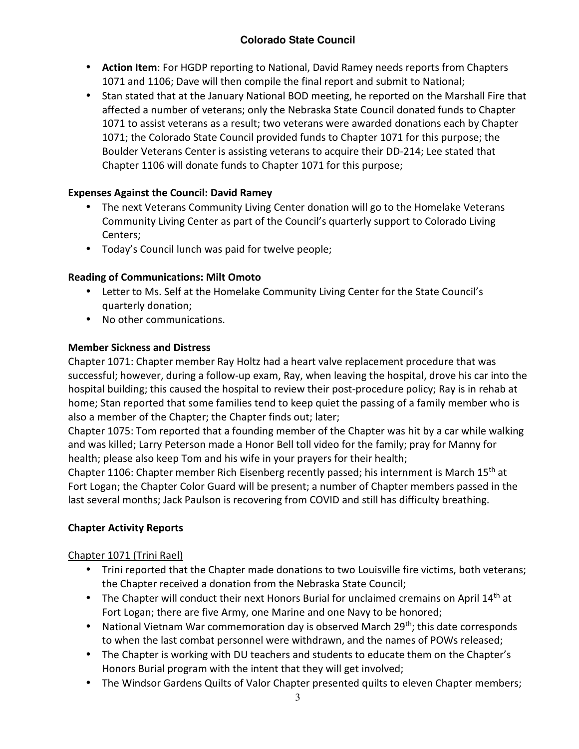- **Action Item**: For HGDP reporting to National, David Ramey needs reports from Chapters 1071 and 1106; Dave will then compile the final report and submit to National;
- Stan stated that at the January National BOD meeting, he reported on the Marshall Fire that affected a number of veterans; only the Nebraska State Council donated funds to Chapter 1071 to assist veterans as a result; two veterans were awarded donations each by Chapter 1071; the Colorado State Council provided funds to Chapter 1071 for this purpose; the Boulder Veterans Center is assisting veterans to acquire their DD-214; Lee stated that Chapter 1106 will donate funds to Chapter 1071 for this purpose;

**Expenses Against the Council: David Ramey**

- The next Veterans Community Living Center donation will go to the Homelake Veterans Community Living Center as part of the Council's quarterly support to Colorado Living Centers;
- Today's Council lunch was paid for twelve people;

**Reading of Communications: Milt Omoto**

- Letter to Ms. Self at the Homelake Community Living Center for the State Council's quarterly donation;
- No other communications.

**Member Sickness and Distress**

Chapter 1071: Chapter member Ray Holtz had a heart valve replacement procedure that was successful; however, during a follow-up exam, Ray, when leaving the hospital, drove his car into the hospital building; this caused the hospital to review their post-procedure policy; Ray is in rehab at home; Stan reported that some families tend to keep quiet the passing of a family member who is also a member of the Chapter; the Chapter finds out; later;

Chapter 1075: Tom reported that a founding member of the Chapter was hit by a car while walking and was killed; Larry Peterson made a Honor Bell toll video for the family; pray for Manny for health; please also keep Tom and his wife in your prayers for their health;

Chapter 1106: Chapter member Rich Eisenberg recently passed; his internment is March 15th at Fort Logan; the Chapter Color Guard will be present; a number of Chapter members passed in the last several months; Jack Paulson is recovering from COVID and still has difficulty breathing.

**Chapter Activity Reports**

<u>Chapter 1071 (Trini Rael)</u>

- Trini reported that the Chapter made donations to two Louisville fire victims, both veterans; the Chapter received a donation from the Nebraska State Council;
- The Chapter will conduct their next Honors Burial for unclaimed cremains on April 14th at Fort Logan; there are five Army, one Marine and one Navy to be honored;
- National Vietnam War commemoration day is observed March 29th; this date corresponds to when the last combat personnel were withdrawn, and the names of POWs released;
- The Chapter is working with DU teachers and students to educate them on the Chapter's Honors Burial program with the intent that they will get involved;
- The Windsor Gardens Quilts of Valor Chapter presented quilts to eleven Chapter members;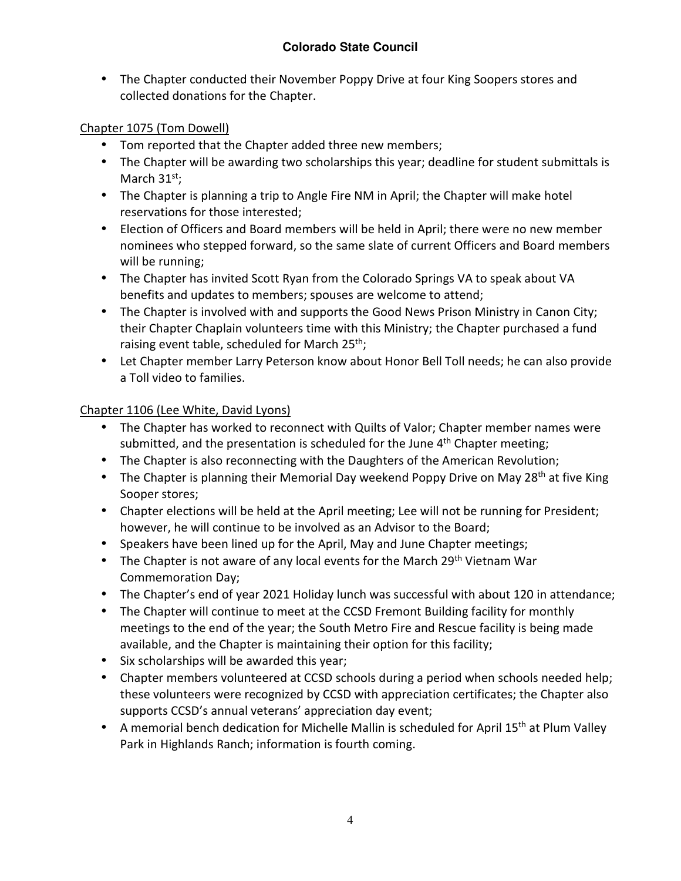- The Chapter conducted their November Poppy Drive at four King Soopers stores and collected donations for the Chapter.

Chapter 1075 (Tom Dowell)

- Tom reported that the Chapter added three new members;
- The Chapter will be awarding two scholarships this year; deadline for student submittals is March 31st;
- The Chapter is planning a trip to Angle Fire NM in April; the Chapter will make hotel reservations for those interested;
- Election of Officers and Board members will be held in April; there were no new member nominees who stepped forward, so the same slate of current Officers and Board members will be running;
- The Chapter has invited Scott Ryan from the Colorado Springs VA to speak about VA benefits and updates to members; spouses are welcome to attend;
- The Chapter is involved with and supports the Good News Prison Ministry in Canon City; their Chapter Chaplain volunteers time with this Ministry; the Chapter purchased a fund raising event table, scheduled for March 25th;
- Let Chapter member Larry Peterson know about Honor Bell Toll needs; he can also provide a Toll video to families.

Chapter 1106 (Lee White, David Lyons)

- The Chapter has worked to reconnect with Quilts of Valor; Chapter member names were submitted, and the presentation is scheduled for the June 4th Chapter meeting;
- The Chapter is also reconnecting with the Daughters of the American Revolution;
- The Chapter is planning their Memorial Day weekend Poppy Drive on May 28th at five King Sooper stores;
- Chapter elections will be held at the April meeting; Lee will not be running for President; however, he will continue to be involved as an Advisor to the Board;
- Speakers have been lined up for the April, May and June Chapter meetings;
- The Chapter is not aware of any local events for the March 29th Vietnam War Commemoration Day;
- The Chapter's end of year 2021 Holiday lunch was successful with about 120 in attendance;
- The Chapter will continue to meet at the CCSD Fremont Building facility for monthly meetings to the end of the year; the South Metro Fire and Rescue facility is being made available, and the Chapter is maintaining their option for this facility;
- Six scholarships will be awarded this year;
- Chapter members volunteered at CCSD schools during a period when schools needed help; these volunteers were recognized by CCSD with appreciation certificates; the Chapter also supports CCSD's annual veterans' appreciation day event;
- A memorial bench dedication for Michelle Mallin is scheduled for April 15th at Plum Valley Park in Highlands Ranch; information is fourth coming.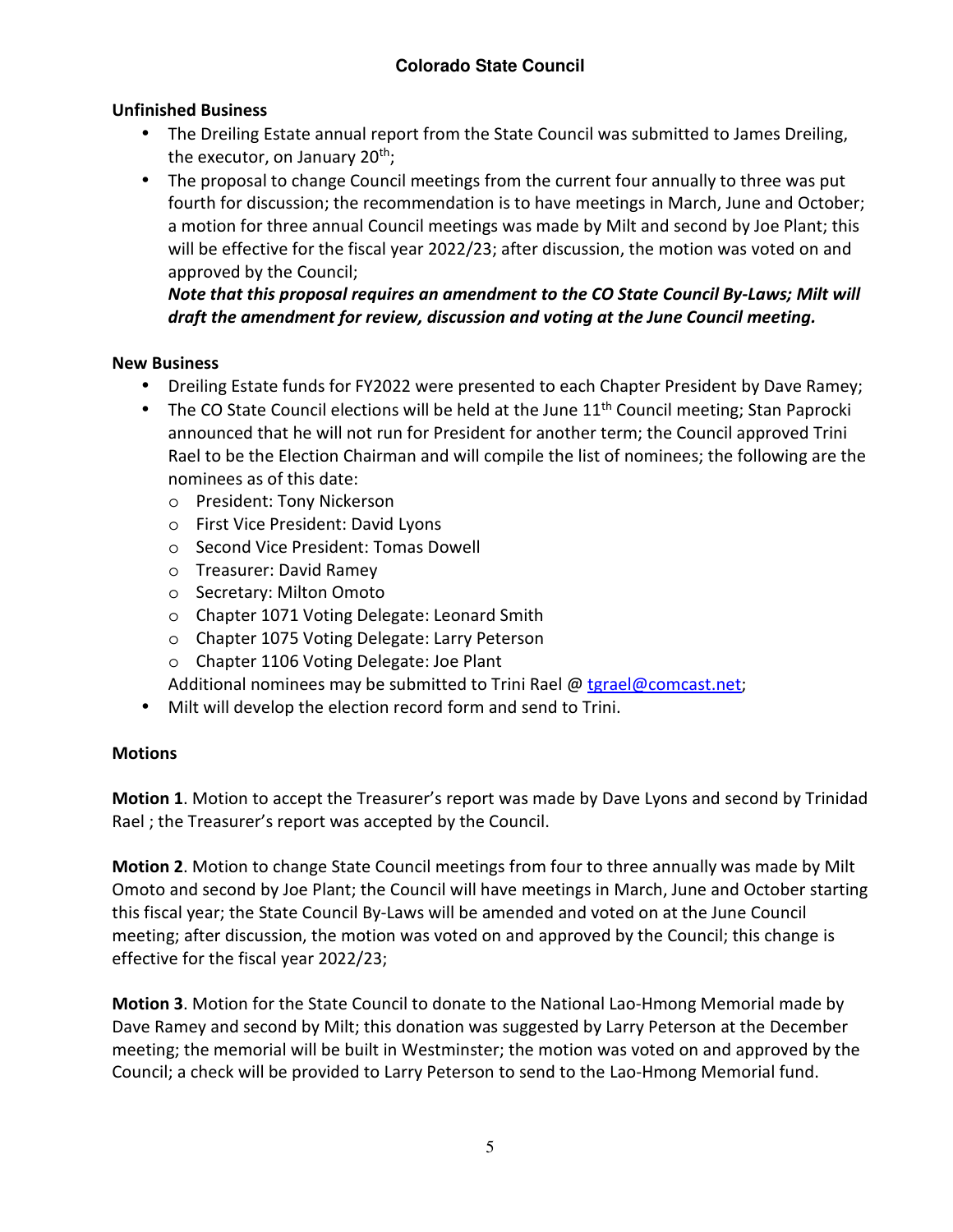## Unfinished Business

- The Dreiling Estate annual report from the State Council was submitted to James Dreiling, the executor, on January 20th;
- The proposal to change Council meetings from the current four annually to three was put fourth for discussion; the recommendation is to have meetings in March, June and October; a motion for three annual Council meetings was made by Milt and second by Joe Plant; this will be effective for the fiscal year 2022/23; after discussion, the motion was voted on and approved by the Council;
  ***Note that this proposal requires an amendment to the CO State Council By-Laws; Milt will draft the amendment for review, discussion and voting at the June Council meeting.***

## New Business

- Dreiling Estate funds for FY2022 were presented to each Chapter President by Dave Ramey;
- The CO State Council elections will be held at the June 11th Council meeting; Stan Paprocki announced that he will not run for President for another term; the Council approved Trini Rael to be the Election Chairman and will compile the list of nominees; the following are the nominees as of this date:
  - President: Tony Nickerson
  - First Vice President: David Lyons
  - Second Vice President: Tomas Dowell
  - Treasurer: David Ramey
  - Secretary: Milton Omoto
  - Chapter 1071 Voting Delegate: Leonard Smith
  - Chapter 1075 Voting Delegate: Larry Peterson
  - Chapter 1106 Voting Delegate: Joe Plant

  Additional nominees may be submitted to Trini Rael @ tgrael@comcast.net;
- Milt will develop the election record form and send to Trini.

## Motions

**Motion 1**. Motion to accept the Treasurer's report was made by Dave Lyons and second by Trinidad Rael ; the Treasurer's report was accepted by the Council.

**Motion 2**. Motion to change State Council meetings from four to three annually was made by Milt Omoto and second by Joe Plant; the Council will have meetings in March, June and October starting this fiscal year; the State Council By-Laws will be amended and voted on at the June Council meeting; after discussion, the motion was voted on and approved by the Council; this change is effective for the fiscal year 2022/23;

**Motion 3**. Motion for the State Council to donate to the National Lao-Hmong Memorial made by Dave Ramey and second by Milt; this donation was suggested by Larry Peterson at the December meeting; the memorial will be built in Westminster; the motion was voted on and approved by the Council; a check will be provided to Larry Peterson to send to the Lao-Hmong Memorial fund.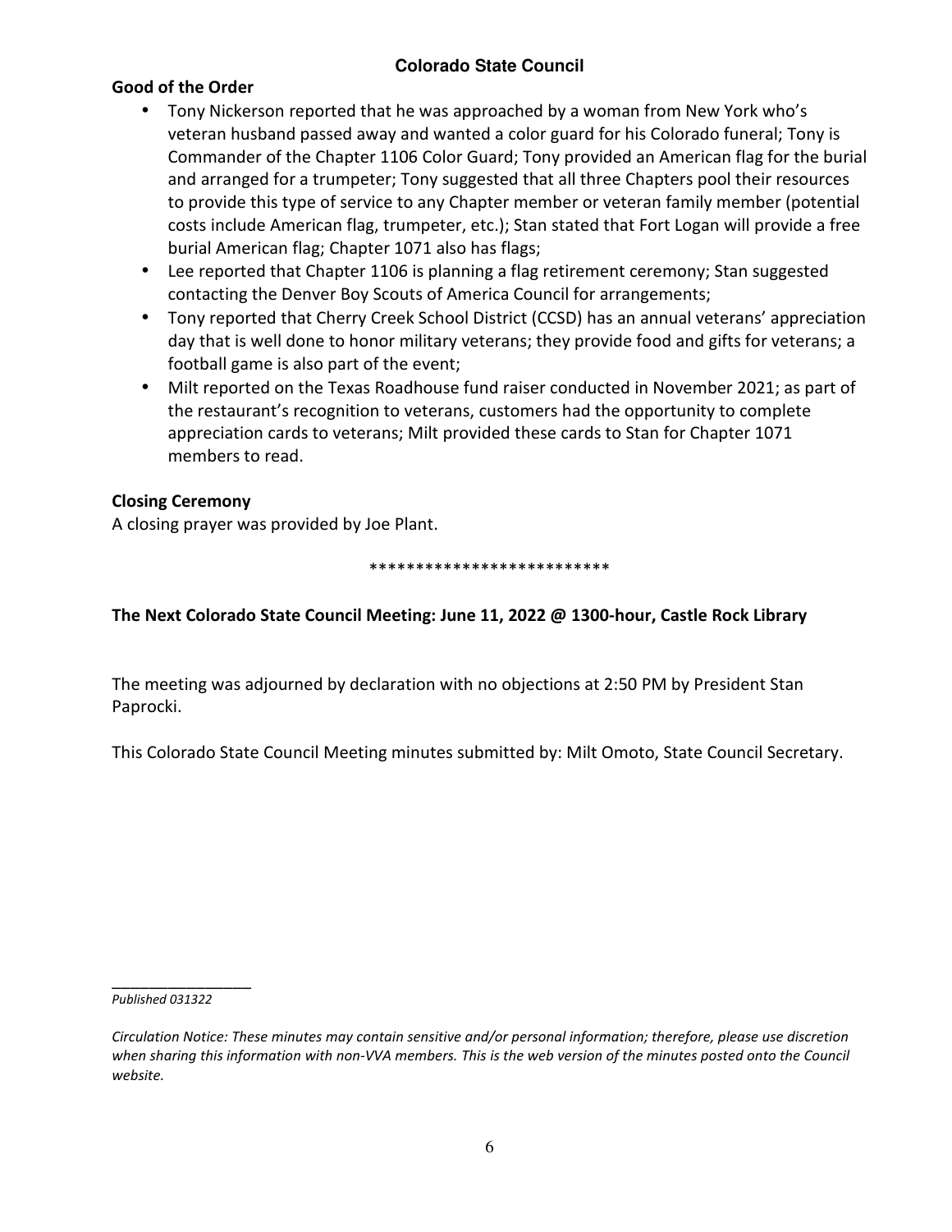**Good of the Order**

- Tony Nickerson reported that he was approached by a woman from New York who's veteran husband passed away and wanted a color guard for his Colorado funeral; Tony is Commander of the Chapter 1106 Color Guard; Tony provided an American flag for the burial and arranged for a trumpeter; Tony suggested that all three Chapters pool their resources to provide this type of service to any Chapter member or veteran family member (potential costs include American flag, trumpeter, etc.); Stan stated that Fort Logan will provide a free burial American flag; Chapter 1071 also has flags;
- Lee reported that Chapter 1106 is planning a flag retirement ceremony; Stan suggested contacting the Denver Boy Scouts of America Council for arrangements;
- Tony reported that Cherry Creek School District (CCSD) has an annual veterans' appreciation day that is well done to honor military veterans; they provide food and gifts for veterans; a football game is also part of the event;
- Milt reported on the Texas Roadhouse fund raiser conducted in November 2021; as part of the restaurant's recognition to veterans, customers had the opportunity to complete appreciation cards to veterans; Milt provided these cards to Stan for Chapter 1071 members to read.

**Closing Ceremony**

A closing prayer was provided by Joe Plant.

**************************

**The Next Colorado State Council Meeting: June 11, 2022 @ 1300-hour, Castle Rock Library**

The meeting was adjourned by declaration with no objections at 2:50 PM by President Stan Paprocki.

This Colorado State Council Meeting minutes submitted by: Milt Omoto, State Council Secretary.

*Published 031322*

*Circulation Notice: These minutes may contain sensitive and/or personal information; therefore, please use discretion when sharing this information with non-VVA members. This is the web version of the minutes posted onto the Council website.*